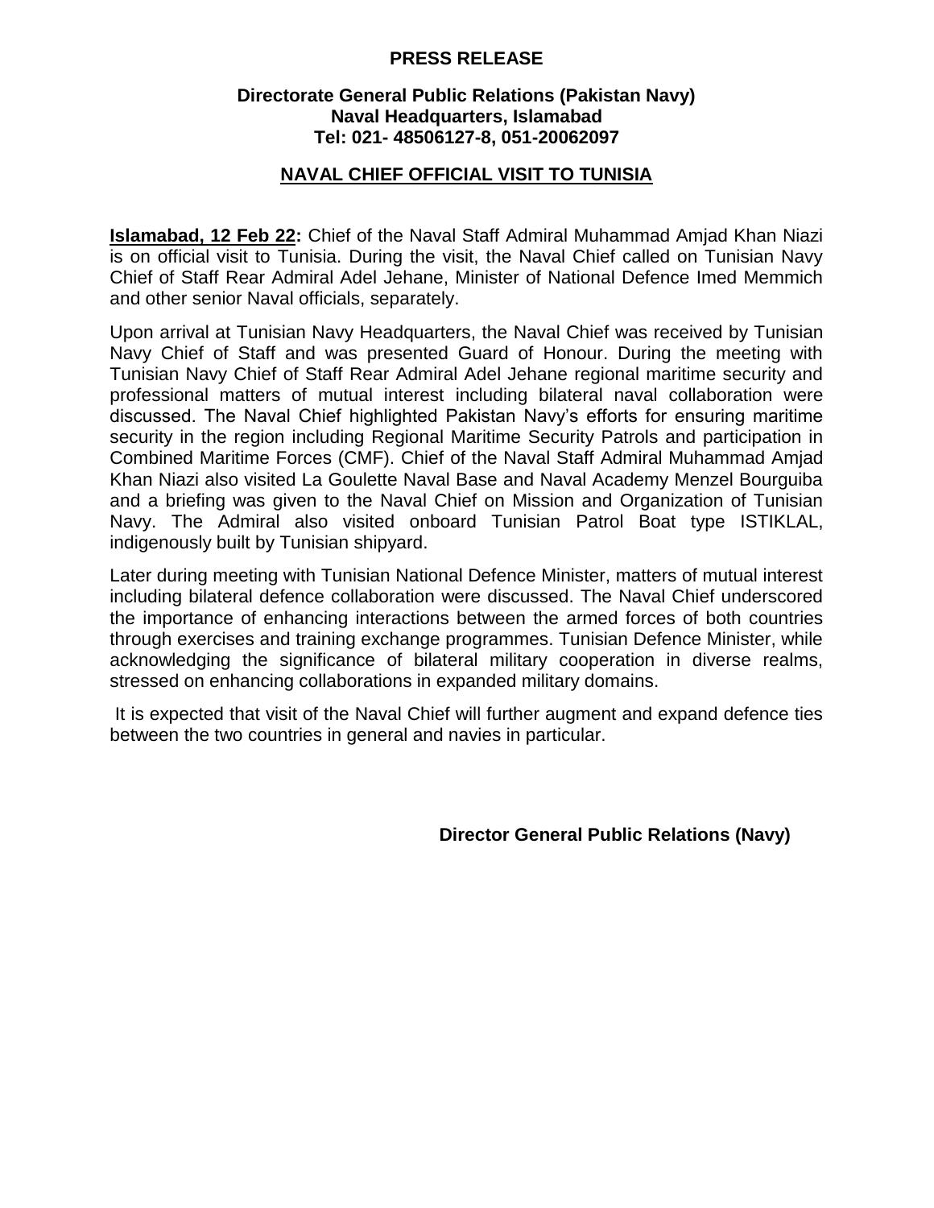**PRESS RELEASE**

**Directorate General Public Relations (Pakistan Navy)**
**Naval Headquarters, Islamabad**
**Tel: 021- 48506127-8, 051-20062097**

## NAVAL CHIEF OFFICIAL VISIT TO TUNISIA

**Islamabad, 12 Feb 22:** Chief of the Naval Staff Admiral Muhammad Amjad Khan Niazi is on official visit to Tunisia. During the visit, the Naval Chief called on Tunisian Navy Chief of Staff Rear Admiral Adel Jehane, Minister of National Defence Imed Memmich and other senior Naval officials, separately.

Upon arrival at Tunisian Navy Headquarters, the Naval Chief was received by Tunisian Navy Chief of Staff and was presented Guard of Honour. During the meeting with Tunisian Navy Chief of Staff Rear Admiral Adel Jehane regional maritime security and professional matters of mutual interest including bilateral naval collaboration were discussed. The Naval Chief highlighted Pakistan Navy's efforts for ensuring maritime security in the region including Regional Maritime Security Patrols and participation in Combined Maritime Forces (CMF). Chief of the Naval Staff Admiral Muhammad Amjad Khan Niazi also visited La Goulette Naval Base and Naval Academy Menzel Bourguiba and a briefing was given to the Naval Chief on Mission and Organization of Tunisian Navy. The Admiral also visited onboard Tunisian Patrol Boat type ISTIKLAL, indigenously built by Tunisian shipyard.

Later during meeting with Tunisian National Defence Minister, matters of mutual interest including bilateral defence collaboration were discussed. The Naval Chief underscored the importance of enhancing interactions between the armed forces of both countries through exercises and training exchange programmes. Tunisian Defence Minister, while acknowledging the significance of bilateral military cooperation in diverse realms, stressed on enhancing collaborations in expanded military domains.

It is expected that visit of the Naval Chief will further augment and expand defence ties between the two countries in general and navies in particular.

**Director General Public Relations (Navy)**